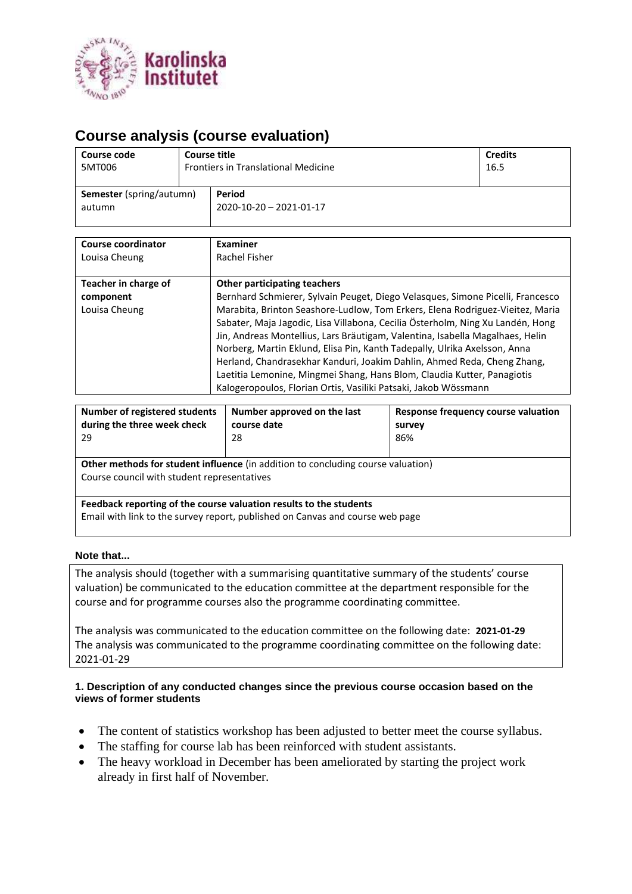# Course analysis (course evaluation)

| Course code | Course title | Credits |
|---|---|---|
| 5MT006 | Frontiers in Translational Medicine | 16.5 |

| Semester (spring/autumn) | Period |
|---|---|
| autumn | 2020-10-20 – 2021-01-17 |

| Course coordinator | Examiner |
|---|---|
| Louisa Cheung | Rachel Fisher |
| **Teacher in charge of component** | **Other participating teachers** |
| Louisa Cheung | Bernhard Schmierer, Sylvain Peuget, Diego Velasques, Simone Picelli, Francesco Marabita, Brinton Seashore-Ludlow, Tom Erkers, Elena Rodriguez-Vieitez, Maria Sabater, Maja Jagodic, Lisa Villabona, Cecilia Österholm, Ning Xu Landén, Hong Jin, Andreas Montellius, Lars Bräutigam, Valentina, Isabella Magalhaes, Helin Norberg, Martin Eklund, Elisa Pin, Kanth Tadepally, Ulrika Axelsson, Anna Herland, Chandrasekhar Kanduri, Joakim Dahlin, Ahmed Reda, Cheng Zhang, Laetitia Lemonine, Mingmei Shang, Hans Blom, Claudia Kutter, Panagiotis Kalogeropoulos, Florian Ortis, Vasiliki Patsaki, Jakob Wössmann |

| Number of registered students during the three week check | Number approved on the last course date | Response frequency course valuation survey |
|---|---|---|
| 29 | 28 | 86% |

**Other methods for student influence** (in addition to concluding course valuation)
Course council with student representatives

**Feedback reporting of the course valuation results to the students**
Email with link to the survey report, published on Canvas and course web page

**Note that...**

The analysis should (together with a summarising quantitative summary of the students' course valuation) be communicated to the education committee at the department responsible for the course and for programme courses also the programme coordinating committee.

The analysis was communicated to the education committee on the following date: **2021-01-29**
The analysis was communicated to the programme coordinating committee on the following date: 2021-01-29

### 1. Description of any conducted changes since the previous course occasion based on the views of former students

- The content of statistics workshop has been adjusted to better meet the course syllabus.
- The staffing for course lab has been reinforced with student assistants.
- The heavy workload in December has been ameliorated by starting the project work already in first half of November.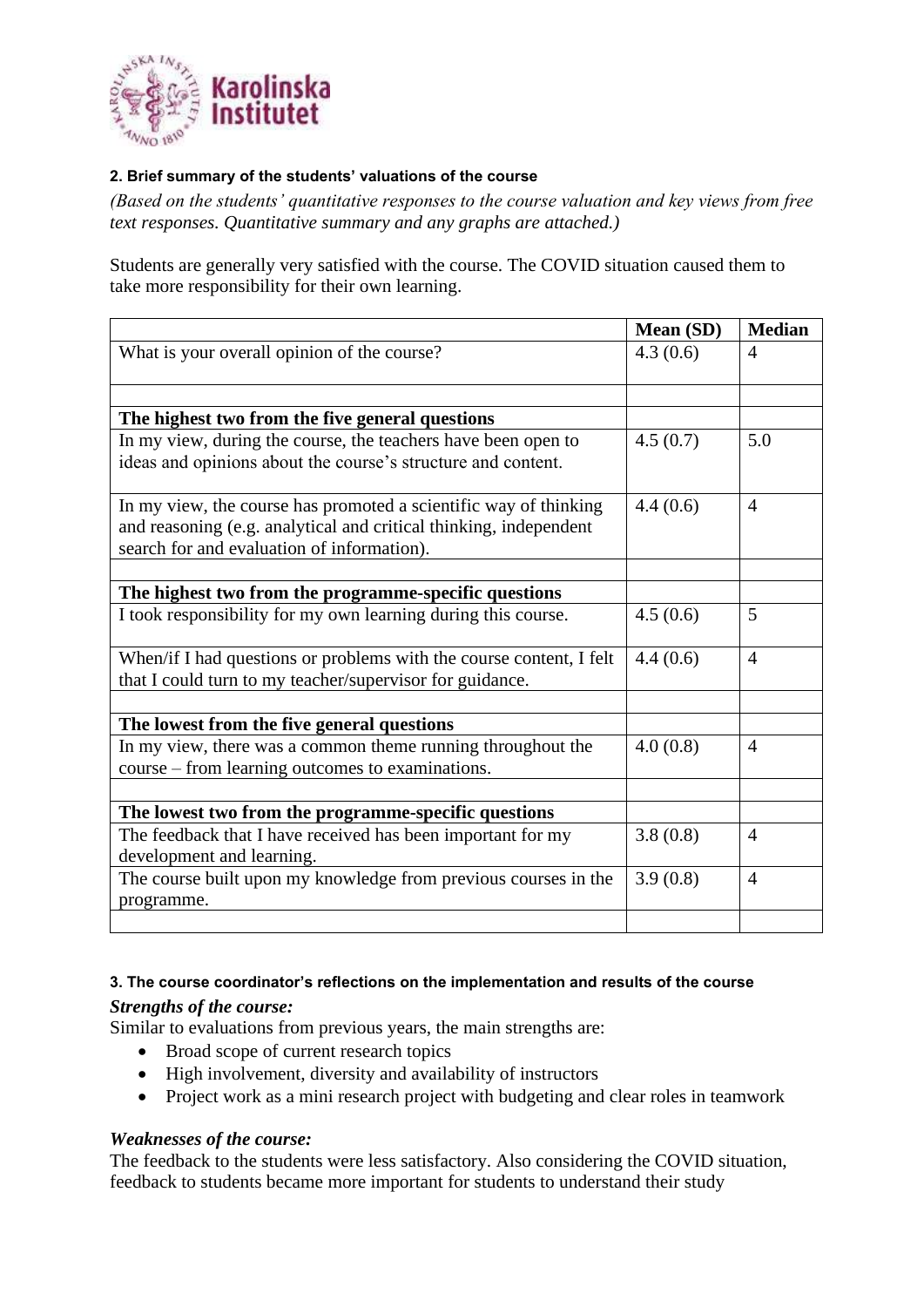#### 2. Brief summary of the students' valuations of the course

*(Based on the students' quantitative responses to the course valuation and key views from free text responses. Quantitative summary and any graphs are attached.)*

Students are generally very satisfied with the course. The COVID situation caused them to take more responsibility for their own learning.

| | Mean (SD) | Median |
|---|---|---|
| What is your overall opinion of the course? | 4.3 (0.6) | 4 |
| | | |
| **The highest two from the five general questions** | | |
| In my view, during the course, the teachers have been open to ideas and opinions about the course's structure and content. | 4.5 (0.7) | 5.0 |
| In my view, the course has promoted a scientific way of thinking and reasoning (e.g. analytical and critical thinking, independent search for and evaluation of information). | 4.4 (0.6) | 4 |
| | | |
| **The highest two from the programme-specific questions** | | |
| I took responsibility for my own learning during this course. | 4.5 (0.6) | 5 |
| When/if I had questions or problems with the course content, I felt that I could turn to my teacher/supervisor for guidance. | 4.4 (0.6) | 4 |
| | | |
| **The lowest from the five general questions** | | |
| In my view, there was a common theme running throughout the course – from learning outcomes to examinations. | 4.0 (0.8) | 4 |
| | | |
| **The lowest two from the programme-specific questions** | | |
| The feedback that I have received has been important for my development and learning. | 3.8 (0.8) | 4 |
| The course built upon my knowledge from previous courses in the programme. | 3.9 (0.8) | 4 |
| | | |

#### 3. The course coordinator's reflections on the implementation and results of the course

***Strengths of the course:***

Similar to evaluations from previous years, the main strengths are:

- Broad scope of current research topics
- High involvement, diversity and availability of instructors
- Project work as a mini research project with budgeting and clear roles in teamwork

***Weaknesses of the course:***

The feedback to the students were less satisfactory. Also considering the COVID situation, feedback to students became more important for students to understand their study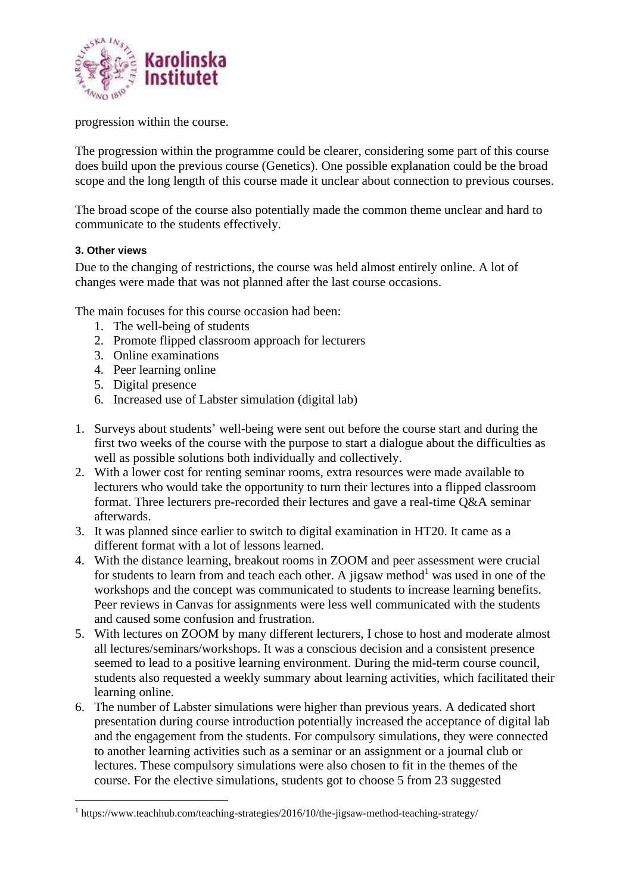progression within the course.

The progression within the programme could be clearer, considering some part of this course does build upon the previous course (Genetics). One possible explanation could be the broad scope and the long length of this course made it unclear about connection to previous courses.

The broad scope of the course also potentially made the common theme unclear and hard to communicate to the students effectively.

#### 3. Other views

Due to the changing of restrictions, the course was held almost entirely online. A lot of changes were made that was not planned after the last course occasions.

The main focuses for this course occasion had been:

1. The well-being of students
2. Promote flipped classroom approach for lecturers
3. Online examinations
4. Peer learning online
5. Digital presence
6. Increased use of Labster simulation (digital lab)

1. Surveys about students' well-being were sent out before the course start and during the first two weeks of the course with the purpose to start a dialogue about the difficulties as well as possible solutions both individually and collectively.
2. With a lower cost for renting seminar rooms, extra resources were made available to lecturers who would take the opportunity to turn their lectures into a flipped classroom format. Three lecturers pre-recorded their lectures and gave a real-time Q&A seminar afterwards.
3. It was planned since earlier to switch to digital examination in HT20. It came as a different format with a lot of lessons learned.
4. With the distance learning, breakout rooms in ZOOM and peer assessment were crucial for students to learn from and teach each other. A jigsaw method[1] was used in one of the workshops and the concept was communicated to students to increase learning benefits. Peer reviews in Canvas for assignments were less well communicated with the students and caused some confusion and frustration.
5. With lectures on ZOOM by many different lecturers, I chose to host and moderate almost all lectures/seminars/workshops. It was a conscious decision and a consistent presence seemed to lead to a positive learning environment. During the mid-term course council, students also requested a weekly summary about learning activities, which facilitated their learning online.
6. The number of Labster simulations were higher than previous years. A dedicated short presentation during course introduction potentially increased the acceptance of digital lab and the engagement from the students. For compulsory simulations, they were connected to another learning activities such as a seminar or an assignment or a journal club or lectures. These compulsory simulations were also chosen to fit in the themes of the course. For the elective simulations, students got to choose 5 from 23 suggested

[1] https://www.teachhub.com/teaching-strategies/2016/10/the-jigsaw-method-teaching-strategy/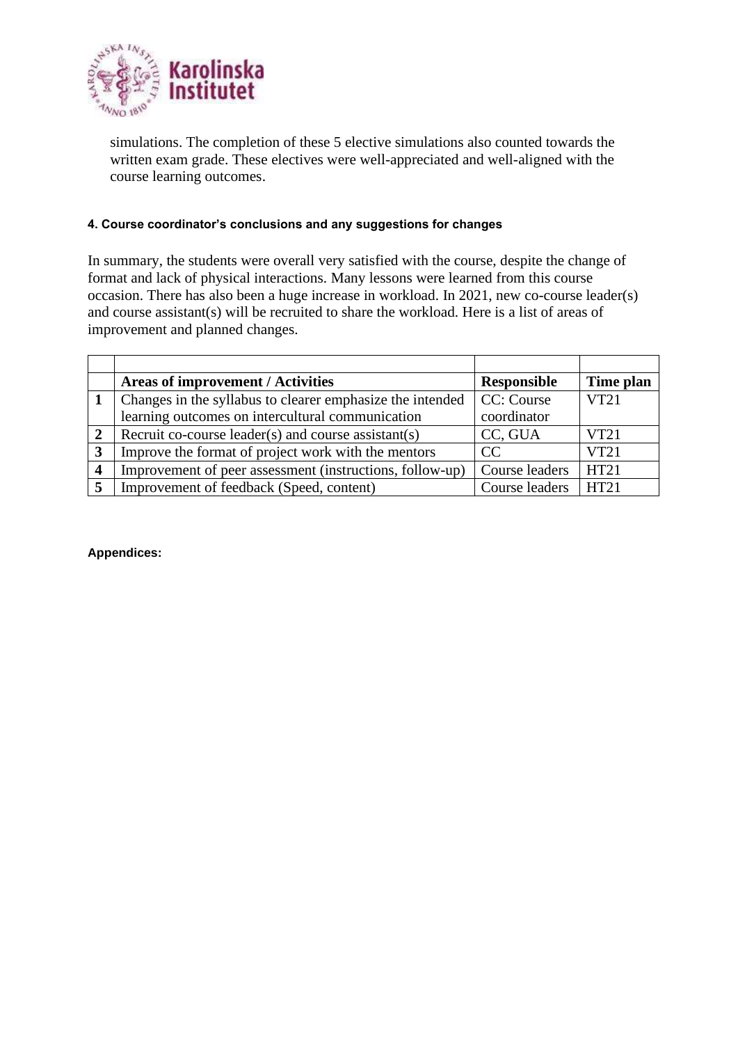simulations. The completion of these 5 elective simulations also counted towards the written exam grade. These electives were well-appreciated and well-aligned with the course learning outcomes.

#### 4. Course coordinator's conclusions and any suggestions for changes

In summary, the students were overall very satisfied with the course, despite the change of format and lack of physical interactions. Many lessons were learned from this course occasion. There has also been a huge increase in workload. In 2021, new co-course leader(s) and course assistant(s) will be recruited to share the workload. Here is a list of areas of improvement and planned changes.

| | | | |
|---|---|---|---|
| | **Areas of improvement / Activities** | **Responsible** | **Time plan** |
| **1** | Changes in the syllabus to clearer emphasize the intended learning outcomes on intercultural communication | CC: Course coordinator | VT21 |
| **2** | Recruit co-course leader(s) and course assistant(s) | CC, GUA | VT21 |
| **3** | Improve the format of project work with the mentors | CC | VT21 |
| **4** | Improvement of peer assessment (instructions, follow-up) | Course leaders | HT21 |
| **5** | Improvement of feedback (Speed, content) | Course leaders | HT21 |

**Appendices:**